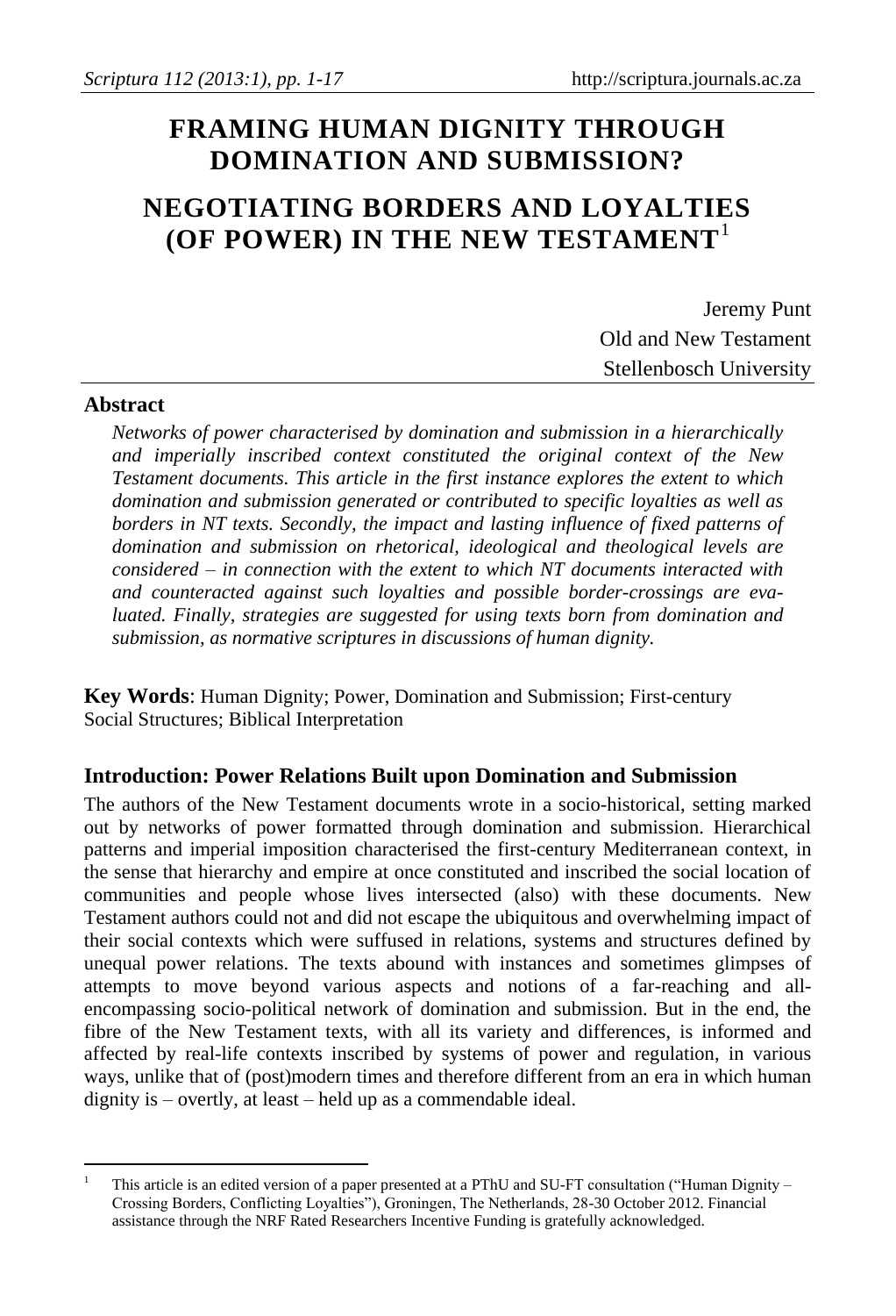# FRAMING HUMAN DIGNITY THROUGH DOMINATION AND SUBMISSION?

# NEGOTIATING BORDERS AND LOYALTIES (OF POWER) IN THE NEW TESTAMENT[1]

Jeremy Punt
Old and New Testament
Stellenbosch University

## Abstract

*Networks of power characterised by domination and submission in a hierarchically and imperially inscribed context constituted the original context of the New Testament documents. This article in the first instance explores the extent to which domination and submission generated or contributed to specific loyalties as well as borders in NT texts. Secondly, the impact and lasting influence of fixed patterns of domination and submission on rhetorical, ideological and theological levels are considered – in connection with the extent to which NT documents interacted with and counteracted against such loyalties and possible border-crossings are evaluated. Finally, strategies are suggested for using texts born from domination and submission, as normative scriptures in discussions of human dignity.*

**Key Words**: Human Dignity; Power, Domination and Submission; First-century Social Structures; Biblical Interpretation

## Introduction: Power Relations Built upon Domination and Submission

The authors of the New Testament documents wrote in a socio-historical, setting marked out by networks of power formatted through domination and submission. Hierarchical patterns and imperial imposition characterised the first-century Mediterranean context, in the sense that hierarchy and empire at once constituted and inscribed the social location of communities and people whose lives intersected (also) with these documents. New Testament authors could not and did not escape the ubiquitous and overwhelming impact of their social contexts which were suffused in relations, systems and structures defined by unequal power relations. The texts abound with instances and sometimes glimpses of attempts to move beyond various aspects and notions of a far-reaching and all-encompassing socio-political network of domination and submission. But in the end, the fibre of the New Testament texts, with all its variety and differences, is informed and affected by real-life contexts inscribed by systems of power and regulation, in various ways, unlike that of (post)modern times and therefore different from an era in which human dignity is – overtly, at least – held up as a commendable ideal.

[1] This article is an edited version of a paper presented at a PThU and SU-FT consultation ("Human Dignity – Crossing Borders, Conflicting Loyalties"), Groningen, The Netherlands, 28-30 October 2012. Financial assistance through the NRF Rated Researchers Incentive Funding is gratefully acknowledged.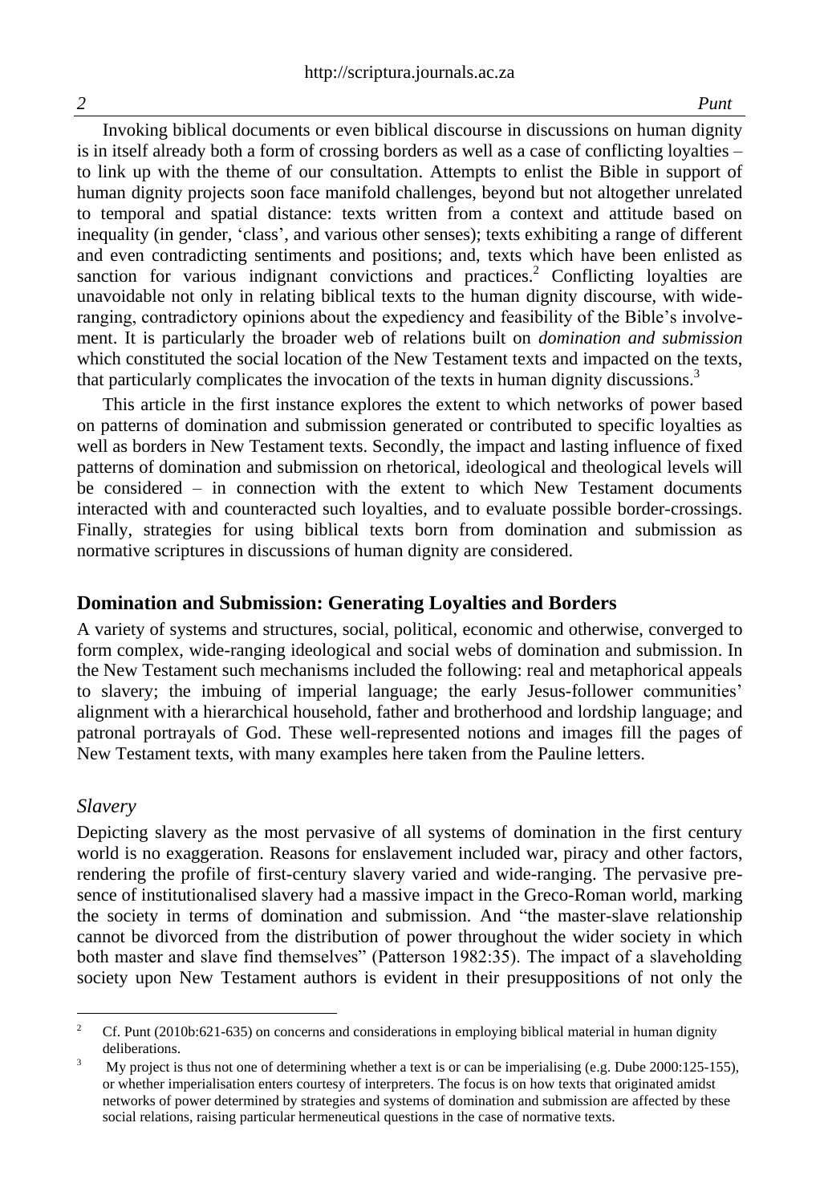Invoking biblical documents or even biblical discourse in discussions on human dignity is in itself already both a form of crossing borders as well as a case of conflicting loyalties – to link up with the theme of our consultation. Attempts to enlist the Bible in support of human dignity projects soon face manifold challenges, beyond but not altogether unrelated to temporal and spatial distance: texts written from a context and attitude based on inequality (in gender, 'class', and various other senses); texts exhibiting a range of different and even contradicting sentiments and positions; and, texts which have been enlisted as sanction for various indignant convictions and practices.[2] Conflicting loyalties are unavoidable not only in relating biblical texts to the human dignity discourse, with wide-ranging, contradictory opinions about the expediency and feasibility of the Bible's involvement. It is particularly the broader web of relations built on *domination and submission* which constituted the social location of the New Testament texts and impacted on the texts, that particularly complicates the invocation of the texts in human dignity discussions.[3]

This article in the first instance explores the extent to which networks of power based on patterns of domination and submission generated or contributed to specific loyalties as well as borders in New Testament texts. Secondly, the impact and lasting influence of fixed patterns of domination and submission on rhetorical, ideological and theological levels will be considered – in connection with the extent to which New Testament documents interacted with and counteracted such loyalties, and to evaluate possible border-crossings. Finally, strategies for using biblical texts born from domination and submission as normative scriptures in discussions of human dignity are considered.

## Domination and Submission: Generating Loyalties and Borders

A variety of systems and structures, social, political, economic and otherwise, converged to form complex, wide-ranging ideological and social webs of domination and submission. In the New Testament such mechanisms included the following: real and metaphorical appeals to slavery; the imbuing of imperial language; the early Jesus-follower communities' alignment with a hierarchical household, father and brotherhood and lordship language; and patronal portrayals of God. These well-represented notions and images fill the pages of New Testament texts, with many examples here taken from the Pauline letters.

### *Slavery*

Depicting slavery as the most pervasive of all systems of domination in the first century world is no exaggeration. Reasons for enslavement included war, piracy and other factors, rendering the profile of first-century slavery varied and wide-ranging. The pervasive presence of institutionalised slavery had a massive impact in the Greco-Roman world, marking the society in terms of domination and submission. And "the master-slave relationship cannot be divorced from the distribution of power throughout the wider society in which both master and slave find themselves" (Patterson 1982:35). The impact of a slaveholding society upon New Testament authors is evident in their presuppositions of not only the

---

[2] Cf. Punt (2010b:621-635) on concerns and considerations in employing biblical material in human dignity deliberations.

[3] My project is thus not one of determining whether a text is or can be imperialising (e.g. Dube 2000:125-155), or whether imperialisation enters courtesy of interpreters. The focus is on how texts that originated amidst networks of power determined by strategies and systems of domination and submission are affected by these social relations, raising particular hermeneutical questions in the case of normative texts.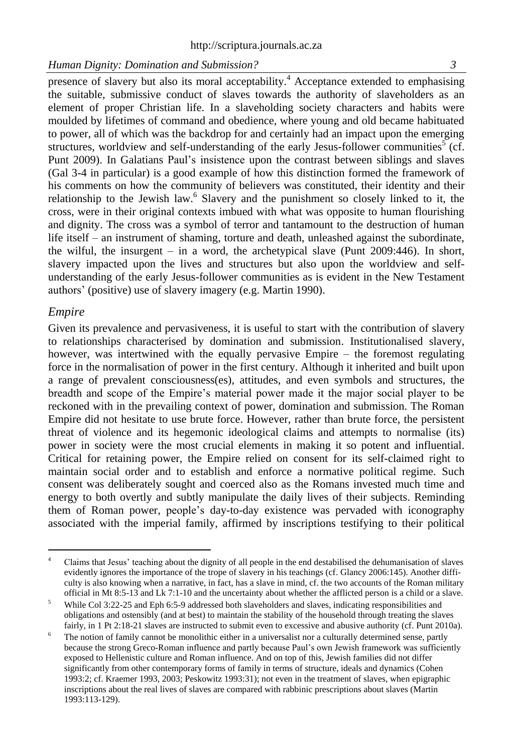presence of slavery but also its moral acceptability.[4] Acceptance extended to emphasising the suitable, submissive conduct of slaves towards the authority of slaveholders as an element of proper Christian life. In a slaveholding society characters and habits were moulded by lifetimes of command and obedience, where young and old became habituated to power, all of which was the backdrop for and certainly had an impact upon the emerging structures, worldview and self-understanding of the early Jesus-follower communities[5] (cf. Punt 2009). In Galatians Paul's insistence upon the contrast between siblings and slaves (Gal 3-4 in particular) is a good example of how this distinction formed the framework of his comments on how the community of believers was constituted, their identity and their relationship to the Jewish law.[6] Slavery and the punishment so closely linked to it, the cross, were in their original contexts imbued with what was opposite to human flourishing and dignity. The cross was a symbol of terror and tantamount to the destruction of human life itself – an instrument of shaming, torture and death, unleashed against the subordinate, the wilful, the insurgent – in a word, the archetypical slave (Punt 2009:446). In short, slavery impacted upon the lives and structures but also upon the worldview and self-understanding of the early Jesus-follower communities as is evident in the New Testament authors' (positive) use of slavery imagery (e.g. Martin 1990).

### *Empire*

Given its prevalence and pervasiveness, it is useful to start with the contribution of slavery to relationships characterised by domination and submission. Institutionalised slavery, however, was intertwined with the equally pervasive Empire – the foremost regulating force in the normalisation of power in the first century. Although it inherited and built upon a range of prevalent consciousness(es), attitudes, and even symbols and structures, the breadth and scope of the Empire's material power made it the major social player to be reckoned with in the prevailing context of power, domination and submission. The Roman Empire did not hesitate to use brute force. However, rather than brute force, the persistent threat of violence and its hegemonic ideological claims and attempts to normalise (its) power in society were the most crucial elements in making it so potent and influential. Critical for retaining power, the Empire relied on consent for its self-claimed right to maintain social order and to establish and enforce a normative political regime. Such consent was deliberately sought and coerced also as the Romans invested much time and energy to both overtly and subtly manipulate the daily lives of their subjects. Reminding them of Roman power, people's day-to-day existence was pervaded with iconography associated with the imperial family, affirmed by inscriptions testifying to their political

---

[4] Claims that Jesus' teaching about the dignity of all people in the end destabilised the dehumanisation of slaves evidently ignores the importance of the trope of slavery in his teachings (cf. Glancy 2006:145). Another difficulty is also knowing when a narrative, in fact, has a slave in mind, cf. the two accounts of the Roman military official in Mt 8:5-13 and Lk 7:1-10 and the uncertainty about whether the afflicted person is a child or a slave.

[5] While Col 3:22-25 and Eph 6:5-9 addressed both slaveholders and slaves, indicating responsibilities and obligations and ostensibly (and at best) to maintain the stability of the household through treating the slaves fairly, in 1 Pt 2:18-21 slaves are instructed to submit even to excessive and abusive authority (cf. Punt 2010a).

[6] The notion of family cannot be monolithic either in a universalist nor a culturally determined sense, partly because the strong Greco-Roman influence and partly because Paul's own Jewish framework was sufficiently exposed to Hellenistic culture and Roman influence. And on top of this, Jewish families did not differ significantly from other contemporary forms of family in terms of structure, ideals and dynamics (Cohen 1993:2; cf. Kraemer 1993, 2003; Peskowitz 1993:31); not even in the treatment of slaves, when epigraphic inscriptions about the real lives of slaves are compared with rabbinic prescriptions about slaves (Martin 1993:113-129).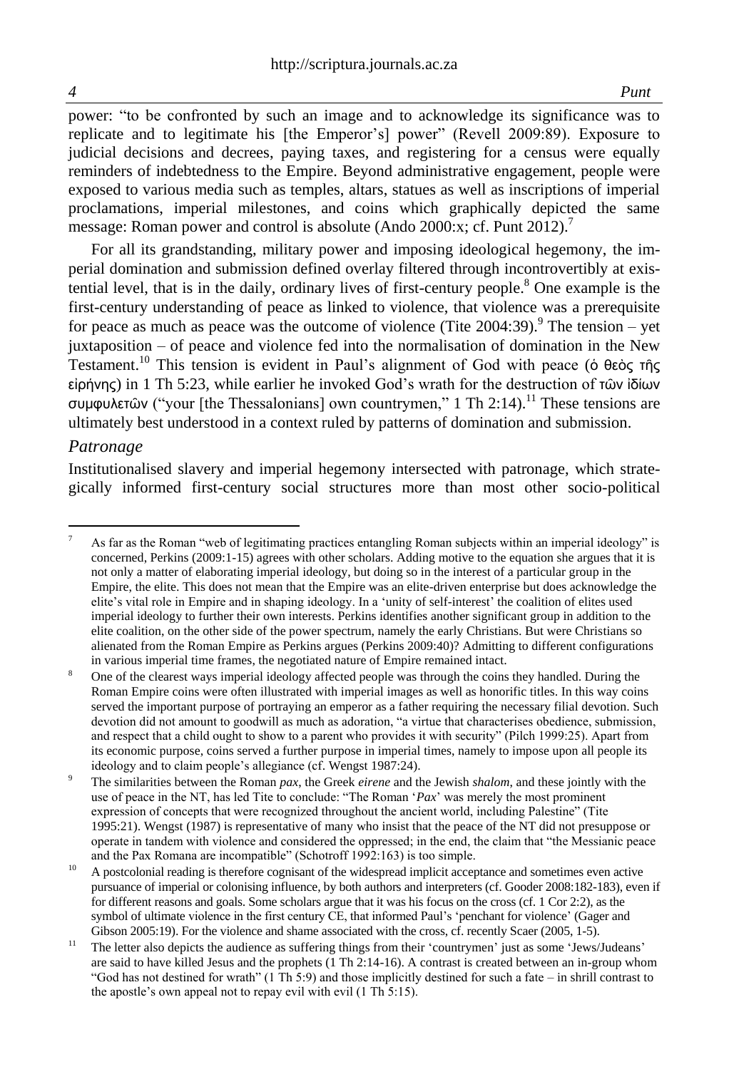power: "to be confronted by such an image and to acknowledge its significance was to replicate and to legitimate his [the Emperor's] power" (Revell 2009:89). Exposure to judicial decisions and decrees, paying taxes, and registering for a census were equally reminders of indebtedness to the Empire. Beyond administrative engagement, people were exposed to various media such as temples, altars, statues as well as inscriptions of imperial proclamations, imperial milestones, and coins which graphically depicted the same message: Roman power and control is absolute (Ando 2000:x; cf. Punt 2012).[7]

For all its grandstanding, military power and imposing ideological hegemony, the imperial domination and submission defined overlay filtered through incontrovertibly at existential level, that is in the daily, ordinary lives of first-century people.[8] One example is the first-century understanding of peace as linked to violence, that violence was a prerequisite for peace as much as peace was the outcome of violence (Tite 2004:39).[9] The tension – yet juxtaposition – of peace and violence fed into the normalisation of domination in the New Testament.[10] This tension is evident in Paul's alignment of God with peace (ὁ θεὸς τῆς εἰρήνης) in 1 Th 5:23, while earlier he invoked God's wrath for the destruction of τῶν ἰδίων συμφυλετῶν ("your [the Thessalonians] own countrymen," 1 Th 2:14).[11] These tensions are ultimately best understood in a context ruled by patterns of domination and submission.

### *Patronage*

Institutionalised slavery and imperial hegemony intersected with patronage, which strategically informed first-century social structures more than most other socio-political

---

[7] As far as the Roman "web of legitimating practices entangling Roman subjects within an imperial ideology" is concerned, Perkins (2009:1-15) agrees with other scholars. Adding motive to the equation she argues that it is not only a matter of elaborating imperial ideology, but doing so in the interest of a particular group in the Empire, the elite. This does not mean that the Empire was an elite-driven enterprise but does acknowledge the elite's vital role in Empire and in shaping ideology. In a 'unity of self-interest' the coalition of elites used imperial ideology to further their own interests. Perkins identifies another significant group in addition to the elite coalition, on the other side of the power spectrum, namely the early Christians. But were Christians so alienated from the Roman Empire as Perkins argues (Perkins 2009:40)? Admitting to different configurations in various imperial time frames, the negotiated nature of Empire remained intact.

[8] One of the clearest ways imperial ideology affected people was through the coins they handled. During the Roman Empire coins were often illustrated with imperial images as well as honorific titles. In this way coins served the important purpose of portraying an emperor as a father requiring the necessary filial devotion. Such devotion did not amount to goodwill as much as adoration, "a virtue that characterises obedience, submission, and respect that a child ought to show to a parent who provides it with security" (Pilch 1999:25). Apart from its economic purpose, coins served a further purpose in imperial times, namely to impose upon all people its ideology and to claim people's allegiance (cf. Wengst 1987:24).

[9] The similarities between the Roman *pax*, the Greek *eirene* and the Jewish *shalom*, and these jointly with the use of peace in the NT, has led Tite to conclude: "The Roman '*Pax*' was merely the most prominent expression of concepts that were recognized throughout the ancient world, including Palestine" (Tite 1995:21). Wengst (1987) is representative of many who insist that the peace of the NT did not presuppose or operate in tandem with violence and considered the oppressed; in the end, the claim that "the Messianic peace and the Pax Romana are incompatible" (Schotroff 1992:163) is too simple.

[10] A postcolonial reading is therefore cognisant of the widespread implicit acceptance and sometimes even active pursuance of imperial or colonising influence, by both authors and interpreters (cf. Gooder 2008:182-183), even if for different reasons and goals. Some scholars argue that it was his focus on the cross (cf. 1 Cor 2:2), as the symbol of ultimate violence in the first century CE, that informed Paul's 'penchant for violence' (Gager and Gibson 2005:19). For the violence and shame associated with the cross, cf. recently Scaer (2005, 1-5).

[11] The letter also depicts the audience as suffering things from their 'countrymen' just as some 'Jews/Judeans' are said to have killed Jesus and the prophets (1 Th 2:14-16). A contrast is created between an in-group whom "God has not destined for wrath" (1 Th 5:9) and those implicitly destined for such a fate – in shrill contrast to the apostle's own appeal not to repay evil with evil (1 Th 5:15).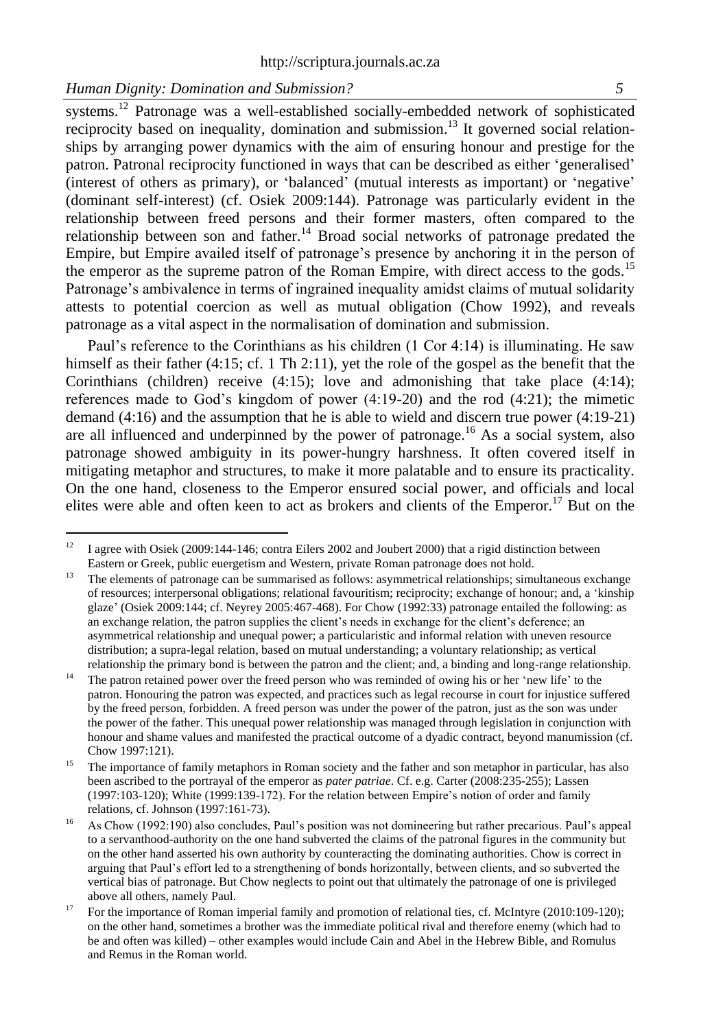systems.[12] Patronage was a well-established socially-embedded network of sophisticated reciprocity based on inequality, domination and submission.[13] It governed social relationships by arranging power dynamics with the aim of ensuring honour and prestige for the patron. Patronal reciprocity functioned in ways that can be described as either 'generalised' (interest of others as primary), or 'balanced' (mutual interests as important) or 'negative' (dominant self-interest) (cf. Osiek 2009:144). Patronage was particularly evident in the relationship between freed persons and their former masters, often compared to the relationship between son and father.[14] Broad social networks of patronage predated the Empire, but Empire availed itself of patronage's presence by anchoring it in the person of the emperor as the supreme patron of the Roman Empire, with direct access to the gods.[15] Patronage's ambivalence in terms of ingrained inequality amidst claims of mutual solidarity attests to potential coercion as well as mutual obligation (Chow 1992), and reveals patronage as a vital aspect in the normalisation of domination and submission.

Paul's reference to the Corinthians as his children (1 Cor 4:14) is illuminating. He saw himself as their father (4:15; cf. 1 Th 2:11), yet the role of the gospel as the benefit that the Corinthians (children) receive (4:15); love and admonishing that take place (4:14); references made to God's kingdom of power (4:19-20) and the rod (4:21); the mimetic demand (4:16) and the assumption that he is able to wield and discern true power (4:19-21) are all influenced and underpinned by the power of patronage.[16] As a social system, also patronage showed ambiguity in its power-hungry harshness. It often covered itself in mitigating metaphor and structures, to make it more palatable and to ensure its practicality. On the one hand, closeness to the Emperor ensured social power, and officials and local elites were able and often keen to act as brokers and clients of the Emperor.[17] But on the

---

[12] I agree with Osiek (2009:144-146; contra Eilers 2002 and Joubert 2000) that a rigid distinction between Eastern or Greek, public euergetism and Western, private Roman patronage does not hold.

[13] The elements of patronage can be summarised as follows: asymmetrical relationships; simultaneous exchange of resources; interpersonal obligations; relational favouritism; reciprocity; exchange of honour; and, a 'kinship glaze' (Osiek 2009:144; cf. Neyrey 2005:467-468). For Chow (1992:33) patronage entailed the following: as an exchange relation, the patron supplies the client's needs in exchange for the client's deference; an asymmetrical relationship and unequal power; a particularistic and informal relation with uneven resource distribution; a supra-legal relation, based on mutual understanding; a voluntary relationship; as vertical relationship the primary bond is between the patron and the client; and, a binding and long-range relationship.

[14] The patron retained power over the freed person who was reminded of owing his or her 'new life' to the patron. Honouring the patron was expected, and practices such as legal recourse in court for injustice suffered by the freed person, forbidden. A freed person was under the power of the patron, just as the son was under the power of the father. This unequal power relationship was managed through legislation in conjunction with honour and shame values and manifested the practical outcome of a dyadic contract, beyond manumission (cf. Chow 1997:121).

[15] The importance of family metaphors in Roman society and the father and son metaphor in particular, has also been ascribed to the portrayal of the emperor as *pater patriae*. Cf. e.g. Carter (2008:235-255); Lassen (1997:103-120); White (1999:139-172). For the relation between Empire's notion of order and family relations, cf. Johnson (1997:161-73).

[16] As Chow (1992:190) also concludes, Paul's position was not domineering but rather precarious. Paul's appeal to a servanthood-authority on the one hand subverted the claims of the patronal figures in the community but on the other hand asserted his own authority by counteracting the dominating authorities. Chow is correct in arguing that Paul's effort led to a strengthening of bonds horizontally, between clients, and so subverted the vertical bias of patronage. But Chow neglects to point out that ultimately the patronage of one is privileged above all others, namely Paul.

[17] For the importance of Roman imperial family and promotion of relational ties, cf. McIntyre (2010:109-120); on the other hand, sometimes a brother was the immediate political rival and therefore enemy (which had to be and often was killed) – other examples would include Cain and Abel in the Hebrew Bible, and Romulus and Remus in the Roman world.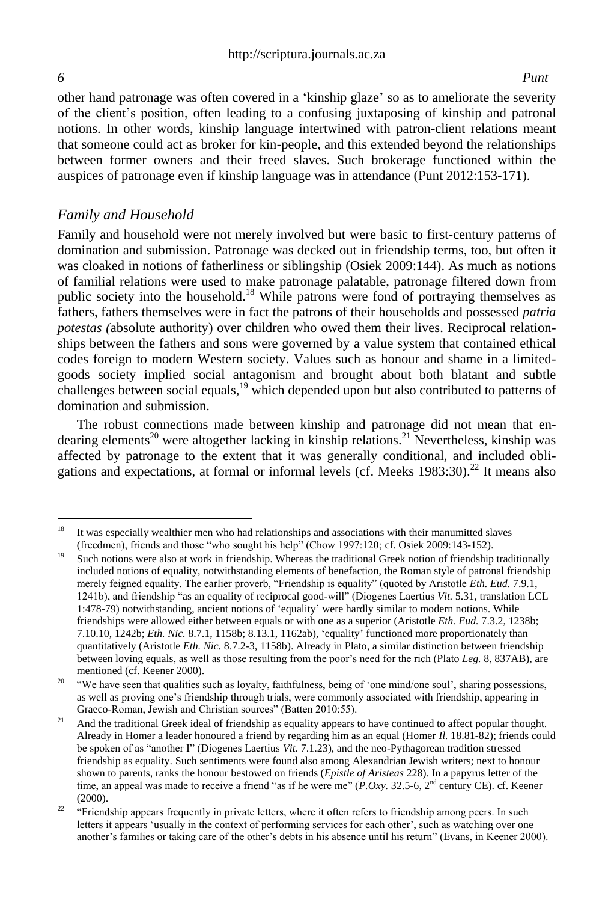other hand patronage was often covered in a 'kinship glaze' so as to ameliorate the severity of the client's position, often leading to a confusing juxtaposing of kinship and patronal notions. In other words, kinship language intertwined with patron-client relations meant that someone could act as broker for kin-people, and this extended beyond the relationships between former owners and their freed slaves. Such brokerage functioned within the auspices of patronage even if kinship language was in attendance (Punt 2012:153-171).

### *Family and Household*

Family and household were not merely involved but were basic to first-century patterns of domination and submission. Patronage was decked out in friendship terms, too, but often it was cloaked in notions of fatherliness or siblingship (Osiek 2009:144). As much as notions of familial relations were used to make patronage palatable, patronage filtered down from public society into the household.[18] While patrons were fond of portraying themselves as fathers, fathers themselves were in fact the patrons of their households and possessed *patria potestas (*absolute authority) over children who owed them their lives. Reciprocal relationships between the fathers and sons were governed by a value system that contained ethical codes foreign to modern Western society. Values such as honour and shame in a limited-goods society implied social antagonism and brought about both blatant and subtle challenges between social equals,[19] which depended upon but also contributed to patterns of domination and submission.

The robust connections made between kinship and patronage did not mean that endearing elements[20] were altogether lacking in kinship relations.[21] Nevertheless, kinship was affected by patronage to the extent that it was generally conditional, and included obligations and expectations, at formal or informal levels (cf. Meeks 1983:30).[22] It means also

---

[18] It was especially wealthier men who had relationships and associations with their manumitted slaves (freedmen), friends and those "who sought his help" (Chow 1997:120; cf. Osiek 2009:143-152).

[19] Such notions were also at work in friendship. Whereas the traditional Greek notion of friendship traditionally included notions of equality, notwithstanding elements of benefaction, the Roman style of patronal friendship merely feigned equality. The earlier proverb, "Friendship is equality" (quoted by Aristotle *Eth. Eud.* 7.9.1, 1241b), and friendship "as an equality of reciprocal good-will" (Diogenes Laertius *Vit.* 5.31, translation LCL 1:478-79) notwithstanding, ancient notions of 'equality' were hardly similar to modern notions. While friendships were allowed either between equals or with one as a superior (Aristotle *Eth. Eud.* 7.3.2, 1238b; 7.10.10, 1242b; *Eth. Nic.* 8.7.1, 1158b; 8.13.1, 1162ab), 'equality' functioned more proportionately than quantitatively (Aristotle *Eth. Nic.* 8.7.2-3, 1158b). Already in Plato, a similar distinction between friendship between loving equals, as well as those resulting from the poor's need for the rich (Plato *Leg.* 8, 837AB), are mentioned (cf. Keener 2000).

[20] "We have seen that qualities such as loyalty, faithfulness, being of 'one mind/one soul', sharing possessions, as well as proving one's friendship through trials, were commonly associated with friendship, appearing in Graeco-Roman, Jewish and Christian sources" (Batten 2010:55).

[21] And the traditional Greek ideal of friendship as equality appears to have continued to affect popular thought. Already in Homer a leader honoured a friend by regarding him as an equal (Homer *Il.* 18.81-82); friends could be spoken of as "another I" (Diogenes Laertius *Vit.* 7.1.23), and the neo-Pythagorean tradition stressed friendship as equality. Such sentiments were found also among Alexandrian Jewish writers; next to honour shown to parents, ranks the honour bestowed on friends (*Epistle of Aristeas* 228). In a papyrus letter of the time, an appeal was made to receive a friend "as if he were me" (*P.Oxy.* 32.5-6, 2nd century CE). cf. Keener (2000).

[22] "Friendship appears frequently in private letters, where it often refers to friendship among peers. In such letters it appears 'usually in the context of performing services for each other', such as watching over one another's families or taking care of the other's debts in his absence until his return" (Evans, in Keener 2000).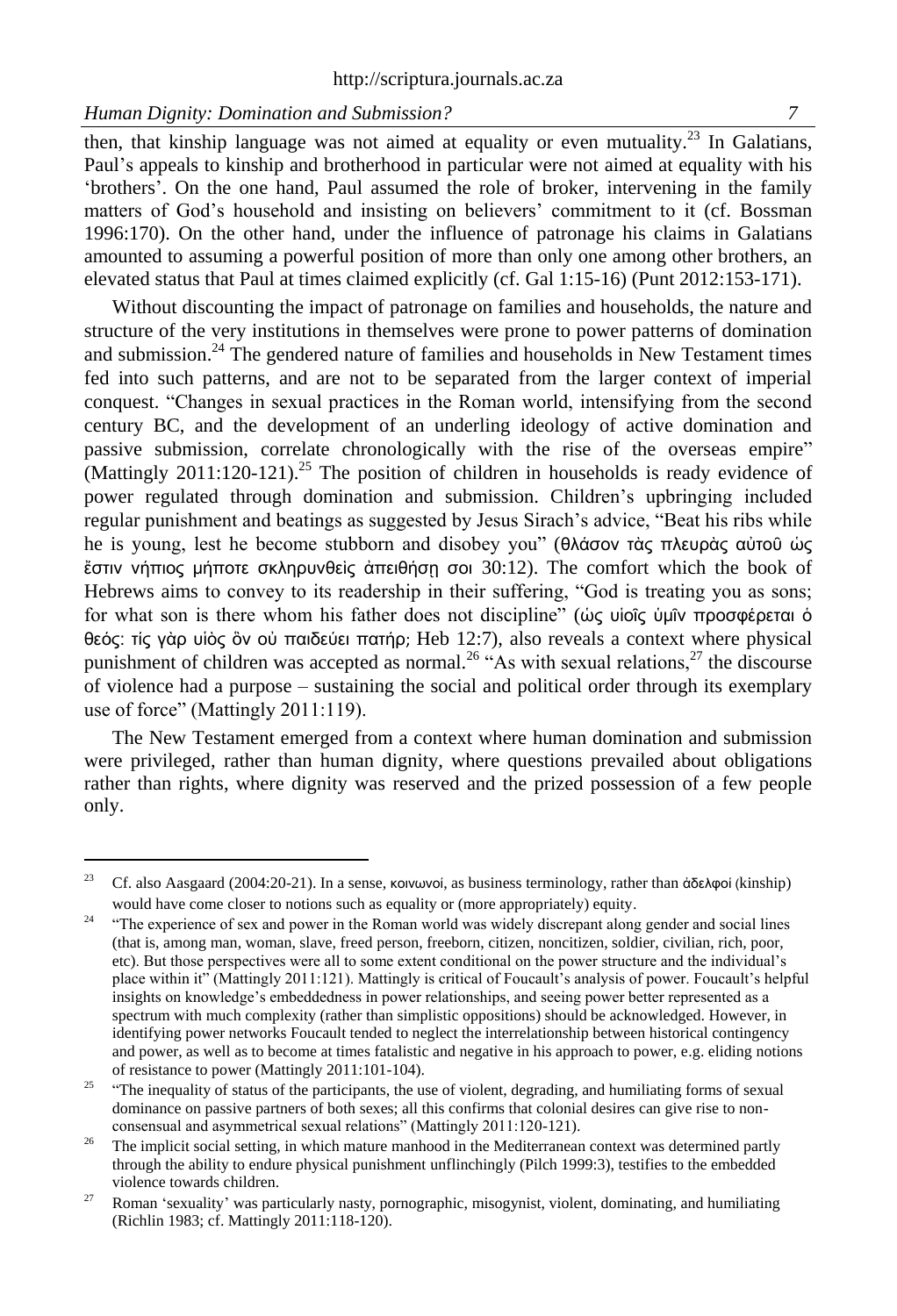then, that kinship language was not aimed at equality or even mutuality.[23] In Galatians, Paul's appeals to kinship and brotherhood in particular were not aimed at equality with his 'brothers'. On the one hand, Paul assumed the role of broker, intervening in the family matters of God's household and insisting on believers' commitment to it (cf. Bossman 1996:170). On the other hand, under the influence of patronage his claims in Galatians amounted to assuming a powerful position of more than only one among other brothers, an elevated status that Paul at times claimed explicitly (cf. Gal 1:15-16) (Punt 2012:153-171).

Without discounting the impact of patronage on families and households, the nature and structure of the very institutions in themselves were prone to power patterns of domination and submission.[24] The gendered nature of families and households in New Testament times fed into such patterns, and are not to be separated from the larger context of imperial conquest. "Changes in sexual practices in the Roman world, intensifying from the second century BC, and the development of an underling ideology of active domination and passive submission, correlate chronologically with the rise of the overseas empire" (Mattingly 2011:120-121).[25] The position of children in households is ready evidence of power regulated through domination and submission. Children's upbringing included regular punishment and beatings as suggested by Jesus Sirach's advice, "Beat his ribs while he is young, lest he become stubborn and disobey you" (θλάσον τὰς πλευρὰς αὐτοῦ ὡς ἔστιν νήπιος μήποτε σκληρυνθεὶς ἀπειθήσῃ σοι 30:12). The comfort which the book of Hebrews aims to convey to its readership in their suffering, "God is treating you as sons; for what son is there whom his father does not discipline" (ὡς υἱοῖς ὑμῖν προσφέρεται ὁ θεός· τίς γὰρ υἱὸς ὃν οὐ παιδεύει πατήρ; Heb 12:7), also reveals a context where physical punishment of children was accepted as normal.[26] "As with sexual relations,[27] the discourse of violence had a purpose – sustaining the social and political order through its exemplary use of force" (Mattingly 2011:119).

The New Testament emerged from a context where human domination and submission were privileged, rather than human dignity, where questions prevailed about obligations rather than rights, where dignity was reserved and the prized possession of a few people only.

---

[23] Cf. also Aasgaard (2004:20-21). In a sense, κοινωνοί, as business terminology, rather than ἀδελφοί (kinship) would have come closer to notions such as equality or (more appropriately) equity.

[24] "The experience of sex and power in the Roman world was widely discrepant along gender and social lines (that is, among man, woman, slave, freed person, freeborn, citizen, noncitizen, soldier, civilian, rich, poor, etc). But those perspectives were all to some extent conditional on the power structure and the individual's place within it" (Mattingly 2011:121). Mattingly is critical of Foucault's analysis of power. Foucault's helpful insights on knowledge's embeddedness in power relationships, and seeing power better represented as a spectrum with much complexity (rather than simplistic oppositions) should be acknowledged. However, in identifying power networks Foucault tended to neglect the interrelationship between historical contingency and power, as well as to become at times fatalistic and negative in his approach to power, e.g. eliding notions of resistance to power (Mattingly 2011:101-104).

[25] "The inequality of status of the participants, the use of violent, degrading, and humiliating forms of sexual dominance on passive partners of both sexes; all this confirms that colonial desires can give rise to non-consensual and asymmetrical sexual relations" (Mattingly 2011:120-121).

[26] The implicit social setting, in which mature manhood in the Mediterranean context was determined partly through the ability to endure physical punishment unflinchingly (Pilch 1999:3), testifies to the embedded violence towards children.

[27] Roman 'sexuality' was particularly nasty, pornographic, misogynist, violent, dominating, and humiliating (Richlin 1983; cf. Mattingly 2011:118-120).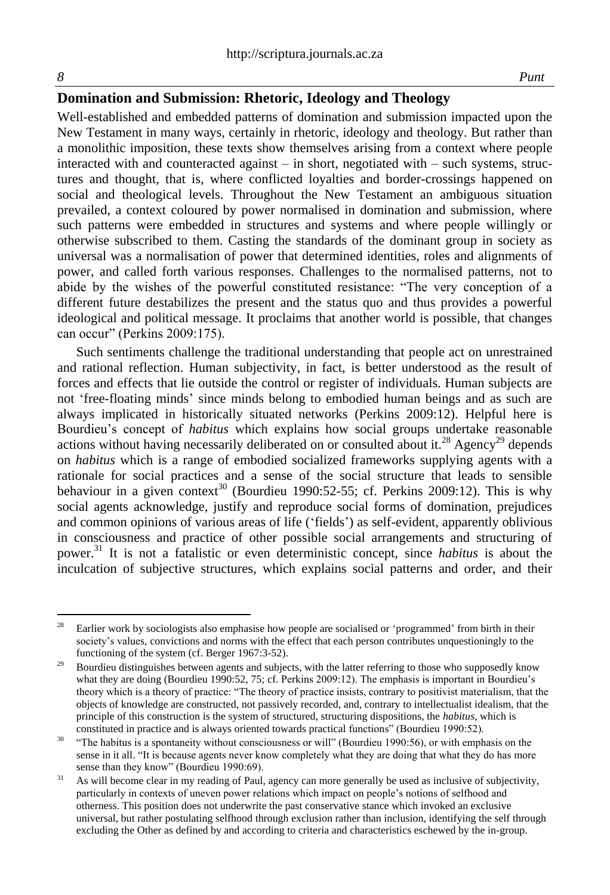## Domination and Submission: Rhetoric, Ideology and Theology

Well-established and embedded patterns of domination and submission impacted upon the New Testament in many ways, certainly in rhetoric, ideology and theology. But rather than a monolithic imposition, these texts show themselves arising from a context where people interacted with and counteracted against – in short, negotiated with – such systems, structures and thought, that is, where conflicted loyalties and border-crossings happened on social and theological levels. Throughout the New Testament an ambiguous situation prevailed, a context coloured by power normalised in domination and submission, where such patterns were embedded in structures and systems and where people willingly or otherwise subscribed to them. Casting the standards of the dominant group in society as universal was a normalisation of power that determined identities, roles and alignments of power, and called forth various responses. Challenges to the normalised patterns, not to abide by the wishes of the powerful constituted resistance: "The very conception of a different future destabilizes the present and the status quo and thus provides a powerful ideological and political message. It proclaims that another world is possible, that changes can occur" (Perkins 2009:175).

Such sentiments challenge the traditional understanding that people act on unrestrained and rational reflection. Human subjectivity, in fact, is better understood as the result of forces and effects that lie outside the control or register of individuals. Human subjects are not 'free-floating minds' since minds belong to embodied human beings and as such are always implicated in historically situated networks (Perkins 2009:12). Helpful here is Bourdieu's concept of *habitus* which explains how social groups undertake reasonable actions without having necessarily deliberated on or consulted about it.[28] Agency[29] depends on *habitus* which is a range of embodied socialized frameworks supplying agents with a rationale for social practices and a sense of the social structure that leads to sensible behaviour in a given context[30] (Bourdieu 1990:52-55; cf. Perkins 2009:12). This is why social agents acknowledge, justify and reproduce social forms of domination, prejudices and common opinions of various areas of life ('fields') as self-evident, apparently oblivious in consciousness and practice of other possible social arrangements and structuring of power.[31] It is not a fatalistic or even deterministic concept, since *habitus* is about the inculcation of subjective structures, which explains social patterns and order, and their

---

[28] Earlier work by sociologists also emphasise how people are socialised or 'programmed' from birth in their society's values, convictions and norms with the effect that each person contributes unquestioningly to the functioning of the system (cf. Berger 1967:3-52).

[29] Bourdieu distinguishes between agents and subjects, with the latter referring to those who supposedly know what they are doing (Bourdieu 1990:52, 75; cf. Perkins 2009:12). The emphasis is important in Bourdieu's theory which is a theory of practice: "The theory of practice insists, contrary to positivist materialism, that the objects of knowledge are constructed, not passively recorded, and, contrary to intellectualist idealism, that the principle of this construction is the system of structured, structuring dispositions, the *habitus*, which is constituted in practice and is always oriented towards practical functions" (Bourdieu 1990:52).

[30] "The habitus is a spontaneity without consciousness or will" (Bourdieu 1990:56), or with emphasis on the sense in it all. "It is because agents never know completely what they are doing that what they do has more sense than they know" (Bourdieu 1990:69).

[31] As will become clear in my reading of Paul, agency can more generally be used as inclusive of subjectivity, particularly in contexts of uneven power relations which impact on people's notions of selfhood and otherness. This position does not underwrite the past conservative stance which invoked an exclusive universal, but rather postulating selfhood through exclusion rather than inclusion, identifying the self through excluding the Other as defined by and according to criteria and characteristics eschewed by the in-group.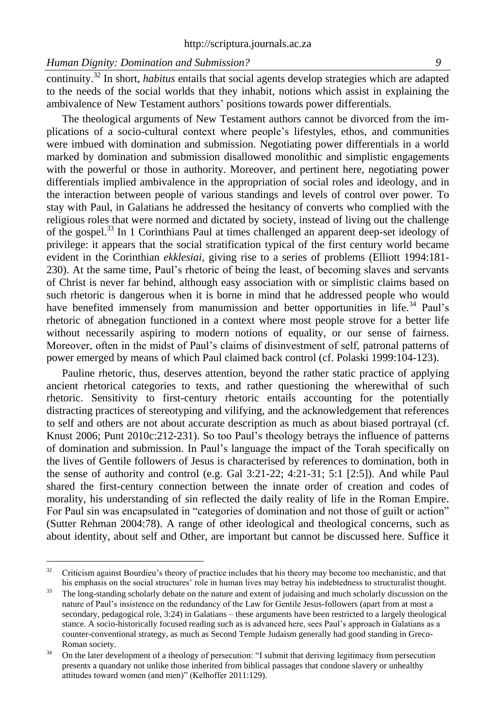continuity.[32] In short, *habitus* entails that social agents develop strategies which are adapted to the needs of the social worlds that they inhabit, notions which assist in explaining the ambivalence of New Testament authors' positions towards power differentials.

The theological arguments of New Testament authors cannot be divorced from the implications of a socio-cultural context where people's lifestyles, ethos, and communities were imbued with domination and submission. Negotiating power differentials in a world marked by domination and submission disallowed monolithic and simplistic engagements with the powerful or those in authority. Moreover, and pertinent here, negotiating power differentials implied ambivalence in the appropriation of social roles and ideology, and in the interaction between people of various standings and levels of control over power. To stay with Paul, in Galatians he addressed the hesitancy of converts who complied with the religious roles that were normed and dictated by society, instead of living out the challenge of the gospel.[33] In 1 Corinthians Paul at times challenged an apparent deep-set ideology of privilege: it appears that the social stratification typical of the first century world became evident in the Corinthian *ekklesiai*, giving rise to a series of problems (Elliott 1994:181-230). At the same time, Paul's rhetoric of being the least, of becoming slaves and servants of Christ is never far behind, although easy association with or simplistic claims based on such rhetoric is dangerous when it is borne in mind that he addressed people who would have benefited immensely from manumission and better opportunities in life.[34] Paul's rhetoric of abnegation functioned in a context where most people strove for a better life without necessarily aspiring to modern notions of equality, or our sense of fairness. Moreover, often in the midst of Paul's claims of disinvestment of self, patronal patterns of power emerged by means of which Paul claimed back control (cf. Polaski 1999:104-123).

Pauline rhetoric, thus, deserves attention, beyond the rather static practice of applying ancient rhetorical categories to texts, and rather questioning the wherewithal of such rhetoric. Sensitivity to first-century rhetoric entails accounting for the potentially distracting practices of stereotyping and vilifying, and the acknowledgement that references to self and others are not about accurate description as much as about biased portrayal (cf. Knust 2006; Punt 2010c:212-231). So too Paul's theology betrays the influence of patterns of domination and submission. In Paul's language the impact of the Torah specifically on the lives of Gentile followers of Jesus is characterised by references to domination, both in the sense of authority and control (e.g. Gal 3:21-22; 4:21-31; 5:1 [2:5]). And while Paul shared the first-century connection between the innate order of creation and codes of morality, his understanding of sin reflected the daily reality of life in the Roman Empire. For Paul sin was encapsulated in "categories of domination and not those of guilt or action" (Sutter Rehman 2004:78). A range of other ideological and theological concerns, such as about identity, about self and Other, are important but cannot be discussed here. Suffice it

---

[32] Criticism against Bourdieu's theory of practice includes that his theory may become too mechanistic, and that his emphasis on the social structures' role in human lives may betray his indebtedness to structuralist thought.

[33] The long-standing scholarly debate on the nature and extent of judaising and much scholarly discussion on the nature of Paul's insistence on the redundancy of the Law for Gentile Jesus-followers (apart from at most a secondary, pedagogical role, 3:24) in Galatians – these arguments have been restricted to a largely theological stance. A socio-historically focused reading such as is advanced here, sees Paul's approach in Galatians as a counter-conventional strategy, as much as Second Temple Judaism generally had good standing in Greco-Roman society.

[34] On the later development of a theology of persecution: "I submit that deriving legitimacy from persecution presents a quandary not unlike those inherited from biblical passages that condone slavery or unhealthy attitudes toward women (and men)" (Kelhoffer 2011:129).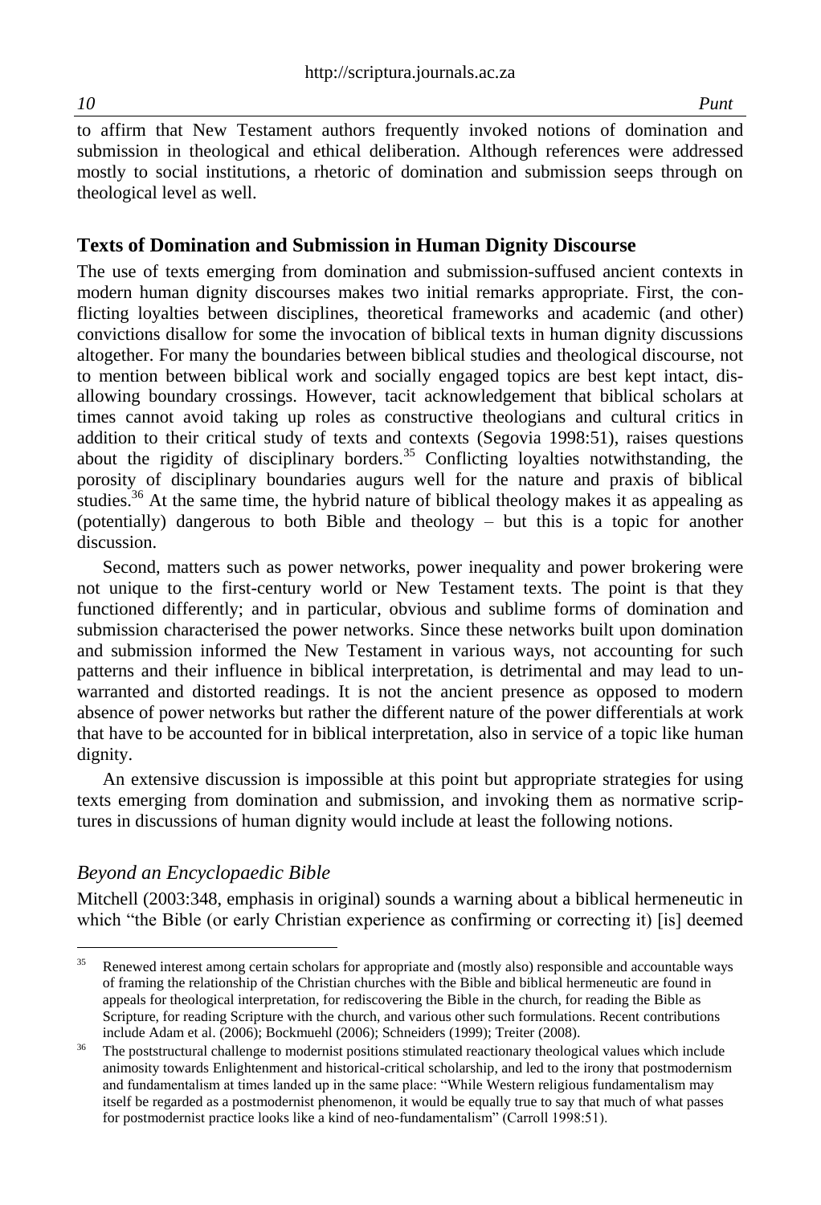to affirm that New Testament authors frequently invoked notions of domination and submission in theological and ethical deliberation. Although references were addressed mostly to social institutions, a rhetoric of domination and submission seeps through on theological level as well.

## Texts of Domination and Submission in Human Dignity Discourse

The use of texts emerging from domination and submission-suffused ancient contexts in modern human dignity discourses makes two initial remarks appropriate. First, the conflicting loyalties between disciplines, theoretical frameworks and academic (and other) convictions disallow for some the invocation of biblical texts in human dignity discussions altogether. For many the boundaries between biblical studies and theological discourse, not to mention between biblical work and socially engaged topics are best kept intact, disallowing boundary crossings. However, tacit acknowledgement that biblical scholars at times cannot avoid taking up roles as constructive theologians and cultural critics in addition to their critical study of texts and contexts (Segovia 1998:51), raises questions about the rigidity of disciplinary borders.[35] Conflicting loyalties notwithstanding, the porosity of disciplinary boundaries augurs well for the nature and praxis of biblical studies.[36] At the same time, the hybrid nature of biblical theology makes it as appealing as (potentially) dangerous to both Bible and theology – but this is a topic for another discussion.

Second, matters such as power networks, power inequality and power brokering were not unique to the first-century world or New Testament texts. The point is that they functioned differently; and in particular, obvious and sublime forms of domination and submission characterised the power networks. Since these networks built upon domination and submission informed the New Testament in various ways, not accounting for such patterns and their influence in biblical interpretation, is detrimental and may lead to unwarranted and distorted readings. It is not the ancient presence as opposed to modern absence of power networks but rather the different nature of the power differentials at work that have to be accounted for in biblical interpretation, also in service of a topic like human dignity.

An extensive discussion is impossible at this point but appropriate strategies for using texts emerging from domination and submission, and invoking them as normative scriptures in discussions of human dignity would include at least the following notions.

### *Beyond an Encyclopaedic Bible*

Mitchell (2003:348, emphasis in original) sounds a warning about a biblical hermeneutic in which "the Bible (or early Christian experience as confirming or correcting it) [is] deemed

---

[35] Renewed interest among certain scholars for appropriate and (mostly also) responsible and accountable ways of framing the relationship of the Christian churches with the Bible and biblical hermeneutic are found in appeals for theological interpretation, for rediscovering the Bible in the church, for reading the Bible as Scripture, for reading Scripture with the church, and various other such formulations. Recent contributions include Adam et al. (2006); Bockmuehl (2006); Schneiders (1999); Treiter (2008).

[36] The poststructural challenge to modernist positions stimulated reactionary theological values which include animosity towards Enlightenment and historical-critical scholarship, and led to the irony that postmodernism and fundamentalism at times landed up in the same place: "While Western religious fundamentalism may itself be regarded as a postmodernist phenomenon, it would be equally true to say that much of what passes for postmodernist practice looks like a kind of neo-fundamentalism" (Carroll 1998:51).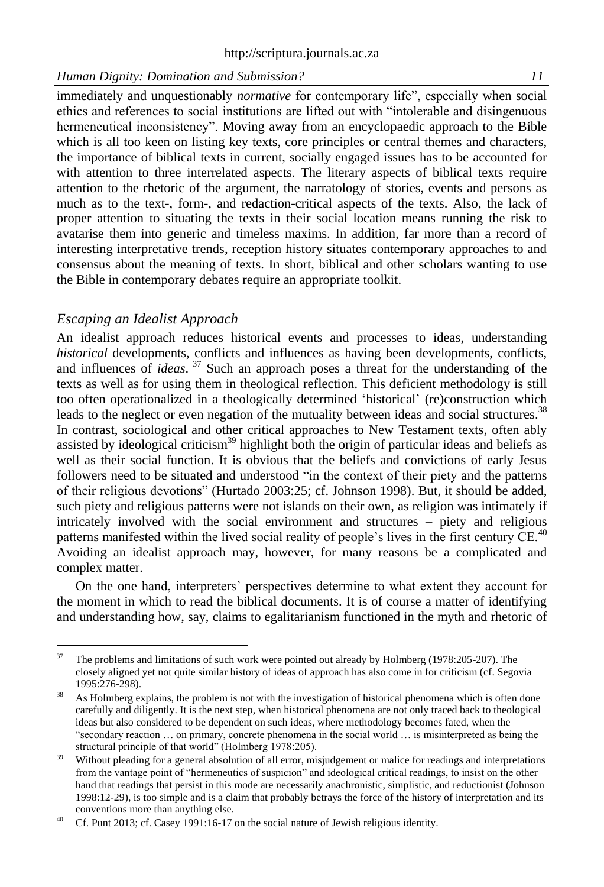immediately and unquestionably *normative* for contemporary life", especially when social ethics and references to social institutions are lifted out with "intolerable and disingenuous hermeneutical inconsistency". Moving away from an encyclopaedic approach to the Bible which is all too keen on listing key texts, core principles or central themes and characters, the importance of biblical texts in current, socially engaged issues has to be accounted for with attention to three interrelated aspects. The literary aspects of biblical texts require attention to the rhetoric of the argument, the narratology of stories, events and persons as much as to the text-, form-, and redaction-critical aspects of the texts. Also, the lack of proper attention to situating the texts in their social location means running the risk to avatarise them into generic and timeless maxims. In addition, far more than a record of interesting interpretative trends, reception history situates contemporary approaches to and consensus about the meaning of texts. In short, biblical and other scholars wanting to use the Bible in contemporary debates require an appropriate toolkit.

### *Escaping an Idealist Approach*

An idealist approach reduces historical events and processes to ideas, understanding *historical* developments, conflicts and influences as having been developments, conflicts, and influences of *ideas*. [37] Such an approach poses a threat for the understanding of the texts as well as for using them in theological reflection. This deficient methodology is still too often operationalized in a theologically determined 'historical' (re)construction which leads to the neglect or even negation of the mutuality between ideas and social structures.[38] In contrast, sociological and other critical approaches to New Testament texts, often ably assisted by ideological criticism[39] highlight both the origin of particular ideas and beliefs as well as their social function. It is obvious that the beliefs and convictions of early Jesus followers need to be situated and understood "in the context of their piety and the patterns of their religious devotions" (Hurtado 2003:25; cf. Johnson 1998). But, it should be added, such piety and religious patterns were not islands on their own, as religion was intimately if intricately involved with the social environment and structures – piety and religious patterns manifested within the lived social reality of people's lives in the first century CE.[40] Avoiding an idealist approach may, however, for many reasons be a complicated and complex matter.

On the one hand, interpreters' perspectives determine to what extent they account for the moment in which to read the biblical documents. It is of course a matter of identifying and understanding how, say, claims to egalitarianism functioned in the myth and rhetoric of

---

[37] The problems and limitations of such work were pointed out already by Holmberg (1978:205-207). The closely aligned yet not quite similar history of ideas of approach has also come in for criticism (cf. Segovia 1995:276-298).

[38] As Holmberg explains, the problem is not with the investigation of historical phenomena which is often done carefully and diligently. It is the next step, when historical phenomena are not only traced back to theological ideas but also considered to be dependent on such ideas, where methodology becomes fated, when the "secondary reaction … on primary, concrete phenomena in the social world … is misinterpreted as being the structural principle of that world" (Holmberg 1978:205).

[39] Without pleading for a general absolution of all error, misjudgement or malice for readings and interpretations from the vantage point of "hermeneutics of suspicion" and ideological critical readings, to insist on the other hand that readings that persist in this mode are necessarily anachronistic, simplistic, and reductionist (Johnson 1998:12-29), is too simple and is a claim that probably betrays the force of the history of interpretation and its conventions more than anything else.

[40] Cf. Punt 2013; cf. Casey 1991:16-17 on the social nature of Jewish religious identity.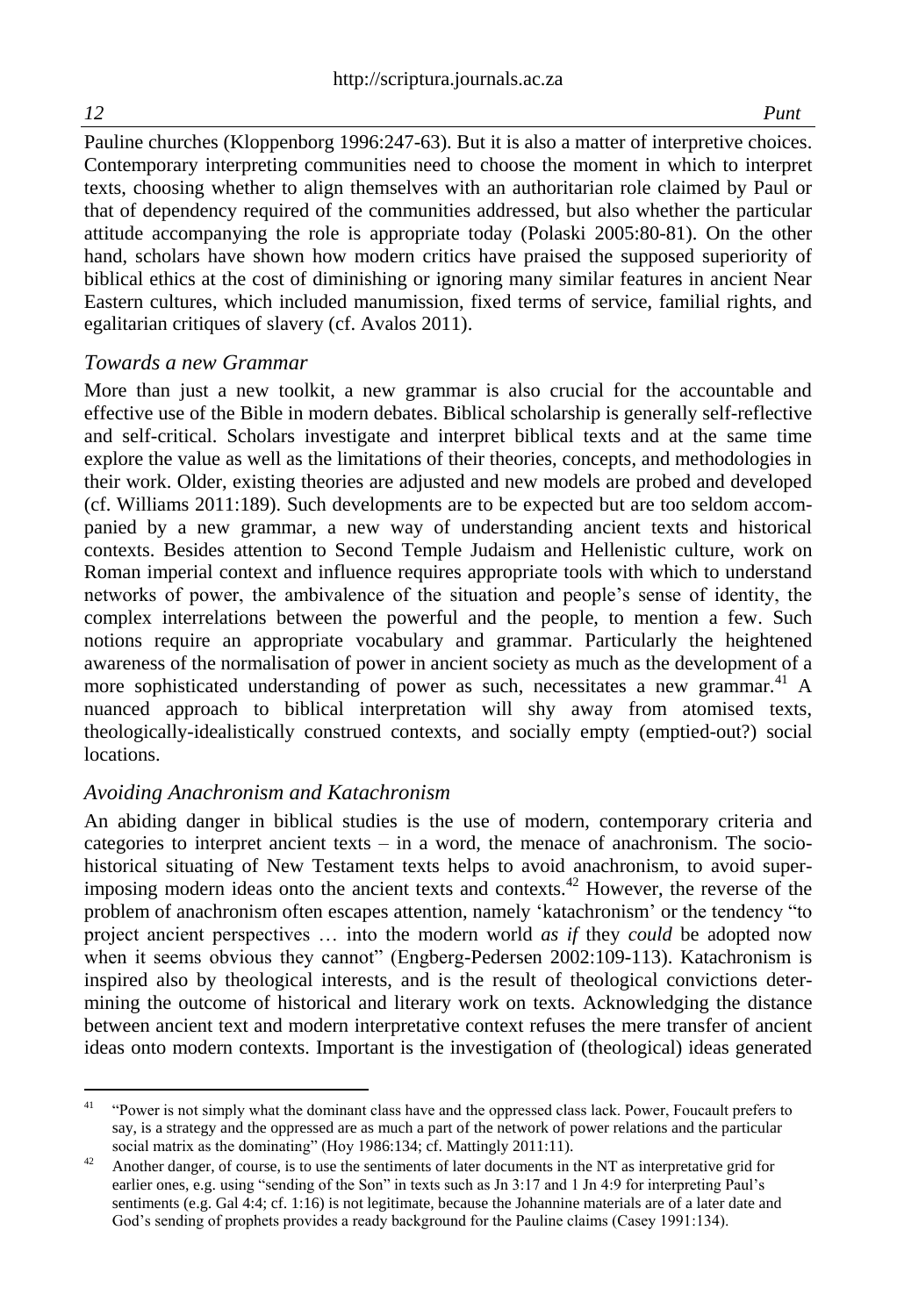Pauline churches (Kloppenborg 1996:247-63). But it is also a matter of interpretive choices. Contemporary interpreting communities need to choose the moment in which to interpret texts, choosing whether to align themselves with an authoritarian role claimed by Paul or that of dependency required of the communities addressed, but also whether the particular attitude accompanying the role is appropriate today (Polaski 2005:80-81). On the other hand, scholars have shown how modern critics have praised the supposed superiority of biblical ethics at the cost of diminishing or ignoring many similar features in ancient Near Eastern cultures, which included manumission, fixed terms of service, familial rights, and egalitarian critiques of slavery (cf. Avalos 2011).

### *Towards a new Grammar*

More than just a new toolkit, a new grammar is also crucial for the accountable and effective use of the Bible in modern debates. Biblical scholarship is generally self-reflective and self-critical. Scholars investigate and interpret biblical texts and at the same time explore the value as well as the limitations of their theories, concepts, and methodologies in their work. Older, existing theories are adjusted and new models are probed and developed (cf. Williams 2011:189). Such developments are to be expected but are too seldom accompanied by a new grammar, a new way of understanding ancient texts and historical contexts. Besides attention to Second Temple Judaism and Hellenistic culture, work on Roman imperial context and influence requires appropriate tools with which to understand networks of power, the ambivalence of the situation and people's sense of identity, the complex interrelations between the powerful and the people, to mention a few. Such notions require an appropriate vocabulary and grammar. Particularly the heightened awareness of the normalisation of power in ancient society as much as the development of a more sophisticated understanding of power as such, necessitates a new grammar.[41] A nuanced approach to biblical interpretation will shy away from atomised texts, theologically-idealistically construed contexts, and socially empty (emptied-out?) social locations.

### *Avoiding Anachronism and Katachronism*

An abiding danger in biblical studies is the use of modern, contemporary criteria and categories to interpret ancient texts – in a word, the menace of anachronism. The socio-historical situating of New Testament texts helps to avoid anachronism, to avoid superimposing modern ideas onto the ancient texts and contexts.[42] However, the reverse of the problem of anachronism often escapes attention, namely 'katachronism' or the tendency "to project ancient perspectives … into the modern world *as if* they *could* be adopted now when it seems obvious they cannot" (Engberg-Pedersen 2002:109-113). Katachronism is inspired also by theological interests, and is the result of theological convictions determining the outcome of historical and literary work on texts. Acknowledging the distance between ancient text and modern interpretative context refuses the mere transfer of ancient ideas onto modern contexts. Important is the investigation of (theological) ideas generated

---

[41] "Power is not simply what the dominant class have and the oppressed class lack. Power, Foucault prefers to say, is a strategy and the oppressed are as much a part of the network of power relations and the particular social matrix as the dominating" (Hoy 1986:134; cf. Mattingly 2011:11).

[42] Another danger, of course, is to use the sentiments of later documents in the NT as interpretative grid for earlier ones, e.g. using "sending of the Son" in texts such as Jn 3:17 and 1 Jn 4:9 for interpreting Paul's sentiments (e.g. Gal 4:4; cf. 1:16) is not legitimate, because the Johannine materials are of a later date and God's sending of prophets provides a ready background for the Pauline claims (Casey 1991:134).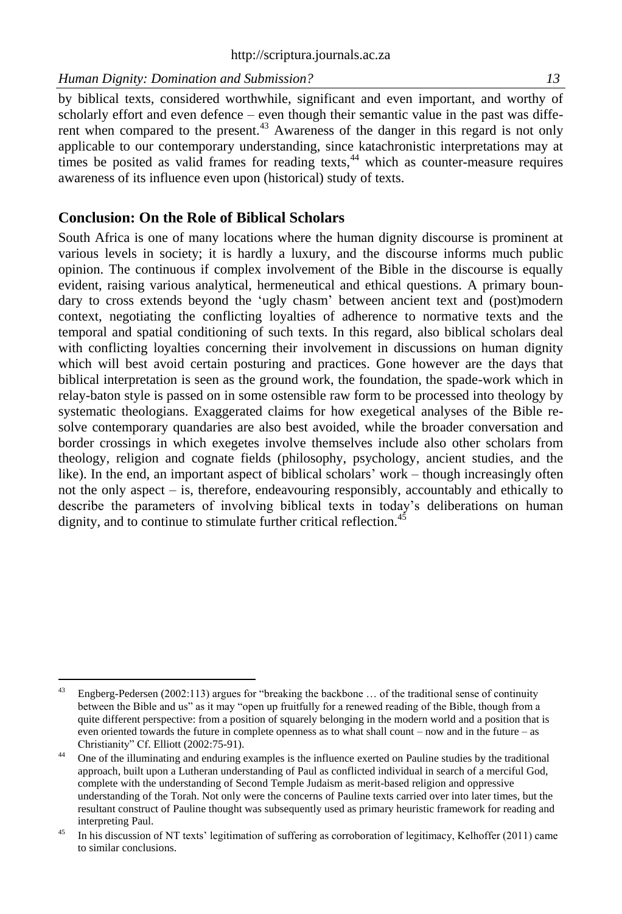by biblical texts, considered worthwhile, significant and even important, and worthy of scholarly effort and even defence – even though their semantic value in the past was different when compared to the present.[43] Awareness of the danger in this regard is not only applicable to our contemporary understanding, since katachronistic interpretations may at times be posited as valid frames for reading texts,[44] which as counter-measure requires awareness of its influence even upon (historical) study of texts.

## Conclusion: On the Role of Biblical Scholars

South Africa is one of many locations where the human dignity discourse is prominent at various levels in society; it is hardly a luxury, and the discourse informs much public opinion. The continuous if complex involvement of the Bible in the discourse is equally evident, raising various analytical, hermeneutical and ethical questions. A primary boundary to cross extends beyond the 'ugly chasm' between ancient text and (post)modern context, negotiating the conflicting loyalties of adherence to normative texts and the temporal and spatial conditioning of such texts. In this regard, also biblical scholars deal with conflicting loyalties concerning their involvement in discussions on human dignity which will best avoid certain posturing and practices. Gone however are the days that biblical interpretation is seen as the ground work, the foundation, the spade-work which in relay-baton style is passed on in some ostensible raw form to be processed into theology by systematic theologians. Exaggerated claims for how exegetical analyses of the Bible resolve contemporary quandaries are also best avoided, while the broader conversation and border crossings in which exegetes involve themselves include also other scholars from theology, religion and cognate fields (philosophy, psychology, ancient studies, and the like). In the end, an important aspect of biblical scholars' work – though increasingly often not the only aspect – is, therefore, endeavouring responsibly, accountably and ethically to describe the parameters of involving biblical texts in today's deliberations on human dignity, and to continue to stimulate further critical reflection.[45]

---

[43] Engberg-Pedersen (2002:113) argues for "breaking the backbone … of the traditional sense of continuity between the Bible and us" as it may "open up fruitfully for a renewed reading of the Bible, though from a quite different perspective: from a position of squarely belonging in the modern world and a position that is even oriented towards the future in complete openness as to what shall count – now and in the future – as Christianity" Cf. Elliott (2002:75-91).

[44] One of the illuminating and enduring examples is the influence exerted on Pauline studies by the traditional approach, built upon a Lutheran understanding of Paul as conflicted individual in search of a merciful God, complete with the understanding of Second Temple Judaism as merit-based religion and oppressive understanding of the Torah. Not only were the concerns of Pauline texts carried over into later times, but the resultant construct of Pauline thought was subsequently used as primary heuristic framework for reading and interpreting Paul.

[45] In his discussion of NT texts' legitimation of suffering as corroboration of legitimacy, Kelhoffer (2011) came to similar conclusions.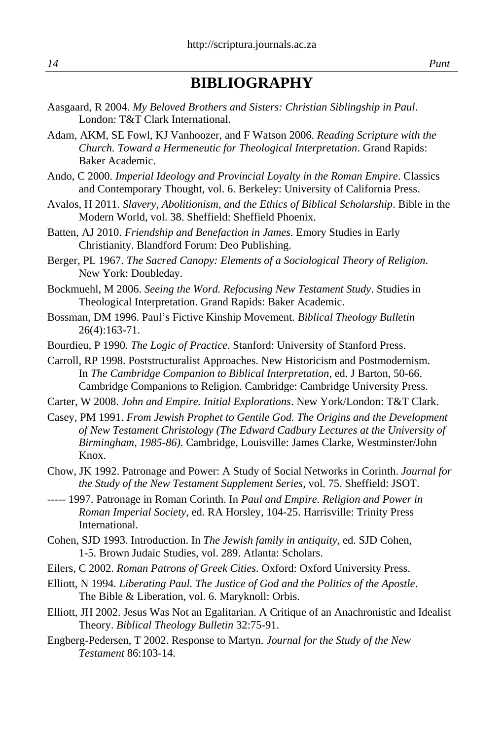# BIBLIOGRAPHY

Aasgaard, R 2004. *My Beloved Brothers and Sisters: Christian Siblingship in Paul*. London: T&T Clark International.

Adam, AKM, SE Fowl, KJ Vanhoozer, and F Watson 2006. *Reading Scripture with the Church. Toward a Hermeneutic for Theological Interpretation*. Grand Rapids: Baker Academic.

Ando, C 2000. *Imperial Ideology and Provincial Loyalty in the Roman Empire*. Classics and Contemporary Thought, vol. 6. Berkeley: University of California Press.

Avalos, H 2011. *Slavery, Abolitionism, and the Ethics of Biblical Scholarship*. Bible in the Modern World, vol. 38. Sheffield: Sheffield Phoenix.

Batten, AJ 2010. *Friendship and Benefaction in James*. Emory Studies in Early Christianity. Blandford Forum: Deo Publishing.

Berger, PL 1967. *The Sacred Canopy: Elements of a Sociological Theory of Religion*. New York: Doubleday.

Bockmuehl, M 2006. *Seeing the Word. Refocusing New Testament Study*. Studies in Theological Interpretation. Grand Rapids: Baker Academic.

Bossman, DM 1996. Paul's Fictive Kinship Movement. *Biblical Theology Bulletin* 26(4):163-71.

Bourdieu, P 1990. *The Logic of Practice*. Stanford: University of Stanford Press.

Carroll, RP 1998. Poststructuralist Approaches. New Historicism and Postmodernism. In *The Cambridge Companion to Biblical Interpretation*, ed. J Barton, 50-66. Cambridge Companions to Religion. Cambridge: Cambridge University Press.

Carter, W 2008. *John and Empire. Initial Explorations*. New York/London: T&T Clark.

Casey, PM 1991. *From Jewish Prophet to Gentile God. The Origins and the Development of New Testament Christology (The Edward Cadbury Lectures at the University of Birmingham, 1985-86)*. Cambridge, Louisville: James Clarke, Westminster/John Knox.

Chow, JK 1992. Patronage and Power: A Study of Social Networks in Corinth. *Journal for the Study of the New Testament Supplement Series*, vol. 75. Sheffield: JSOT.

----- 1997. Patronage in Roman Corinth. In *Paul and Empire. Religion and Power in Roman Imperial Society*, ed. RA Horsley, 104-25. Harrisville: Trinity Press International.

Cohen, SJD 1993. Introduction. In *The Jewish family in antiquity*, ed. SJD Cohen, 1-5. Brown Judaic Studies, vol. 289. Atlanta: Scholars.

Eilers, C 2002. *Roman Patrons of Greek Cities*. Oxford: Oxford University Press.

Elliott, N 1994. *Liberating Paul. The Justice of God and the Politics of the Apostle*. The Bible & Liberation, vol. 6. Maryknoll: Orbis.

Elliott, JH 2002. Jesus Was Not an Egalitarian. A Critique of an Anachronistic and Idealist Theory. *Biblical Theology Bulletin* 32:75-91.

Engberg-Pedersen, T 2002. Response to Martyn. *Journal for the Study of the New Testament* 86:103-14.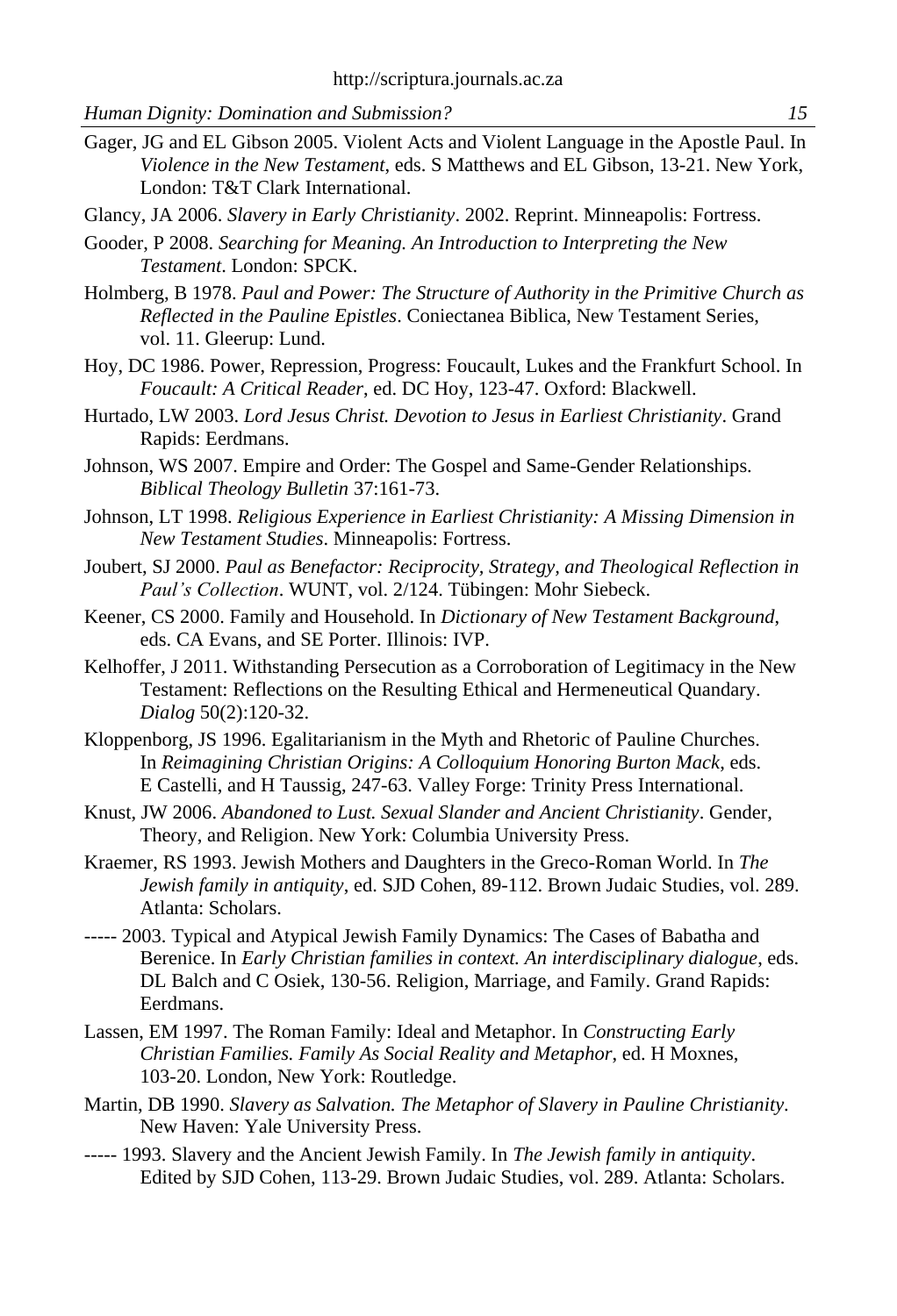Gager, JG and EL Gibson 2005. Violent Acts and Violent Language in the Apostle Paul. In *Violence in the New Testament*, eds. S Matthews and EL Gibson, 13-21. New York, London: T&T Clark International.

Glancy, JA 2006. *Slavery in Early Christianity*. 2002. Reprint. Minneapolis: Fortress.

Gooder, P 2008. *Searching for Meaning. An Introduction to Interpreting the New Testament*. London: SPCK.

Holmberg, B 1978. *Paul and Power: The Structure of Authority in the Primitive Church as Reflected in the Pauline Epistles*. Coniectanea Biblica, New Testament Series, vol. 11. Gleerup: Lund.

Hoy, DC 1986. Power, Repression, Progress: Foucault, Lukes and the Frankfurt School. In *Foucault: A Critical Reader*, ed. DC Hoy, 123-47. Oxford: Blackwell.

Hurtado, LW 2003. *Lord Jesus Christ. Devotion to Jesus in Earliest Christianity*. Grand Rapids: Eerdmans.

Johnson, WS 2007. Empire and Order: The Gospel and Same-Gender Relationships. *Biblical Theology Bulletin* 37:161-73.

Johnson, LT 1998. *Religious Experience in Earliest Christianity: A Missing Dimension in New Testament Studies*. Minneapolis: Fortress.

Joubert, SJ 2000. *Paul as Benefactor: Reciprocity, Strategy, and Theological Reflection in Paul's Collection*. WUNT, vol. 2/124. Tübingen: Mohr Siebeck.

Keener, CS 2000. Family and Household. In *Dictionary of New Testament Background*, eds. CA Evans, and SE Porter. Illinois: IVP.

Kelhoffer, J 2011. Withstanding Persecution as a Corroboration of Legitimacy in the New Testament: Reflections on the Resulting Ethical and Hermeneutical Quandary. *Dialog* 50(2):120-32.

Kloppenborg, JS 1996. Egalitarianism in the Myth and Rhetoric of Pauline Churches. In *Reimagining Christian Origins: A Colloquium Honoring Burton Mack*, eds. E Castelli, and H Taussig, 247-63. Valley Forge: Trinity Press International.

Knust, JW 2006. *Abandoned to Lust. Sexual Slander and Ancient Christianity*. Gender, Theory, and Religion. New York: Columbia University Press.

Kraemer, RS 1993. Jewish Mothers and Daughters in the Greco-Roman World. In *The Jewish family in antiquity*, ed. SJD Cohen, 89-112. Brown Judaic Studies, vol. 289. Atlanta: Scholars.

----- 2003. Typical and Atypical Jewish Family Dynamics: The Cases of Babatha and Berenice. In *Early Christian families in context. An interdisciplinary dialogue*, eds. DL Balch and C Osiek, 130-56. Religion, Marriage, and Family. Grand Rapids: Eerdmans.

Lassen, EM 1997. The Roman Family: Ideal and Metaphor. In *Constructing Early Christian Families. Family As Social Reality and Metaphor*, ed. H Moxnes, 103-20. London, New York: Routledge.

Martin, DB 1990. *Slavery as Salvation. The Metaphor of Slavery in Pauline Christianity*. New Haven: Yale University Press.

----- 1993. Slavery and the Ancient Jewish Family. In *The Jewish family in antiquity*. Edited by SJD Cohen, 113-29. Brown Judaic Studies, vol. 289. Atlanta: Scholars.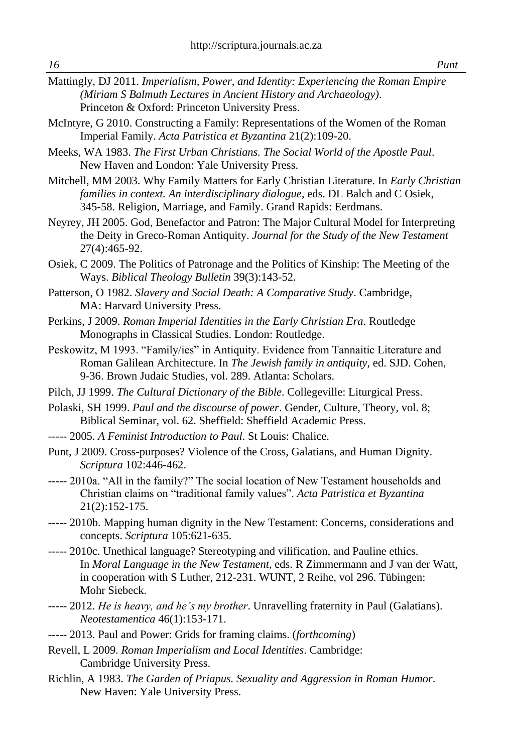Mattingly, DJ 2011. *Imperialism, Power, and Identity: Experiencing the Roman Empire (Miriam S Balmuth Lectures in Ancient History and Archaeology)*. Princeton & Oxford: Princeton University Press.

McIntyre, G 2010. Constructing a Family: Representations of the Women of the Roman Imperial Family. *Acta Patristica et Byzantina* 21(2):109-20.

Meeks, WA 1983. *The First Urban Christians. The Social World of the Apostle Paul*. New Haven and London: Yale University Press.

Mitchell, MM 2003. Why Family Matters for Early Christian Literature. In *Early Christian families in context. An interdisciplinary dialogue*, eds. DL Balch and C Osiek, 345-58. Religion, Marriage, and Family. Grand Rapids: Eerdmans.

Neyrey, JH 2005. God, Benefactor and Patron: The Major Cultural Model for Interpreting the Deity in Greco-Roman Antiquity. *Journal for the Study of the New Testament* 27(4):465-92.

Osiek, C 2009. The Politics of Patronage and the Politics of Kinship: The Meeting of the Ways. *Biblical Theology Bulletin* 39(3):143-52.

Patterson, O 1982. *Slavery and Social Death: A Comparative Study*. Cambridge, MA: Harvard University Press.

Perkins, J 2009. *Roman Imperial Identities in the Early Christian Era*. Routledge Monographs in Classical Studies. London: Routledge.

Peskowitz, M 1993. "Family/ies" in Antiquity. Evidence from Tannaitic Literature and Roman Galilean Architecture. In *The Jewish family in antiquity*, ed. SJD. Cohen, 9-36. Brown Judaic Studies, vol. 289. Atlanta: Scholars.

Pilch, JJ 1999. *The Cultural Dictionary of the Bible*. Collegeville: Liturgical Press.

Polaski, SH 1999. *Paul and the discourse of power*. Gender, Culture, Theory, vol. 8; Biblical Seminar, vol. 62. Sheffield: Sheffield Academic Press.

----- 2005. *A Feminist Introduction to Paul*. St Louis: Chalice.

Punt, J 2009. Cross-purposes? Violence of the Cross, Galatians, and Human Dignity. *Scriptura* 102:446-462.

----- 2010a. "All in the family?" The social location of New Testament households and Christian claims on "traditional family values". *Acta Patristica et Byzantina* 21(2):152-175.

----- 2010b. Mapping human dignity in the New Testament: Concerns, considerations and concepts. *Scriptura* 105:621-635.

----- 2010c. Unethical language? Stereotyping and vilification, and Pauline ethics. In *Moral Language in the New Testament*, eds. R Zimmermann and J van der Watt, in cooperation with S Luther, 212-231. WUNT, 2 Reihe, vol 296. Tübingen: Mohr Siebeck.

----- 2012. *He is heavy, and he's my brother*. Unravelling fraternity in Paul (Galatians). *Neotestamentica* 46(1):153-171.

----- 2013. Paul and Power: Grids for framing claims. (*forthcoming*)

Revell, L 2009. *Roman Imperialism and Local Identities*. Cambridge: Cambridge University Press.

Richlin, A 1983. *The Garden of Priapus. Sexuality and Aggression in Roman Humor*. New Haven: Yale University Press.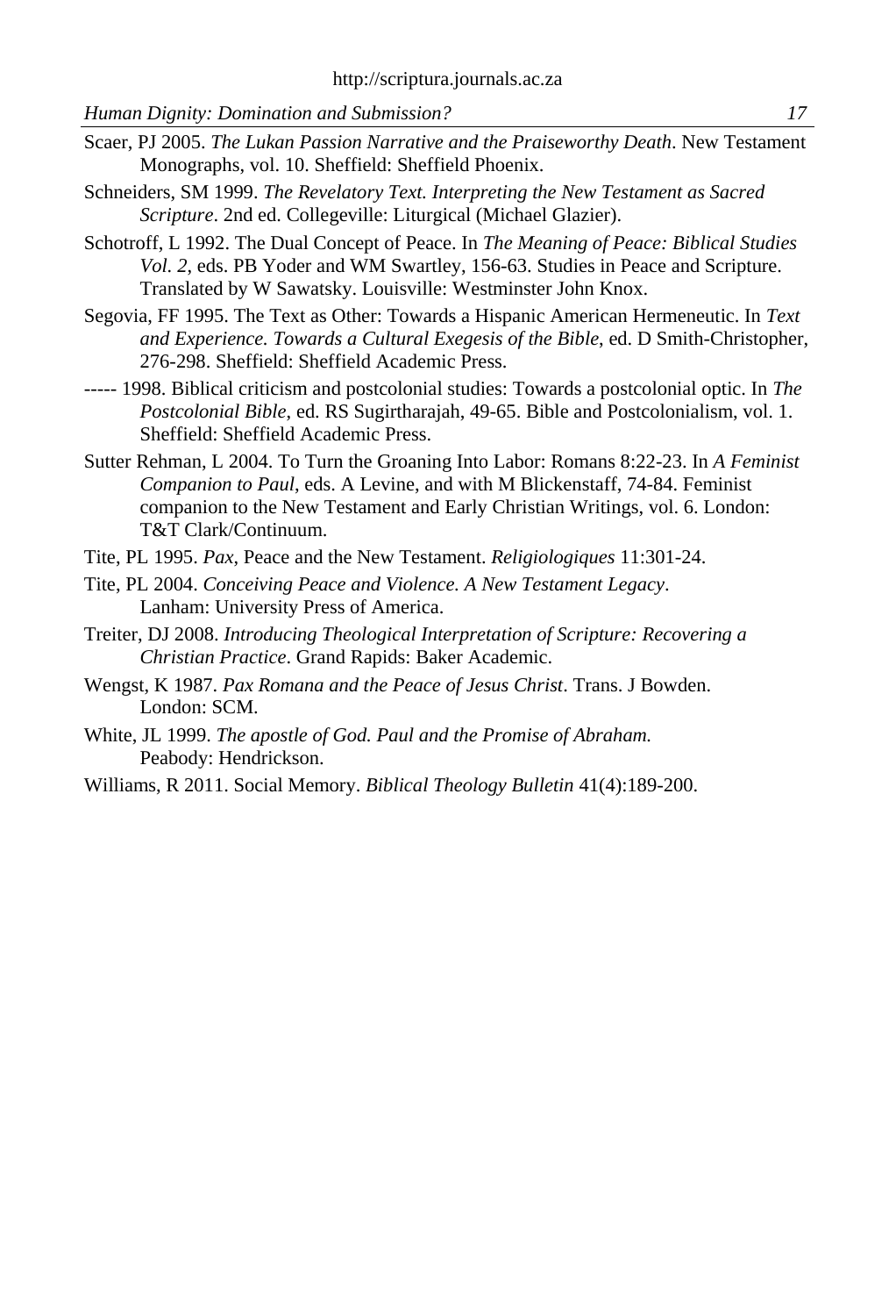Scaer, PJ 2005. *The Lukan Passion Narrative and the Praiseworthy Death*. New Testament Monographs, vol. 10. Sheffield: Sheffield Phoenix.

Schneiders, SM 1999. *The Revelatory Text. Interpreting the New Testament as Sacred Scripture*. 2nd ed. Collegeville: Liturgical (Michael Glazier).

Schotroff, L 1992. The Dual Concept of Peace. In *The Meaning of Peace: Biblical Studies Vol. 2*, eds. PB Yoder and WM Swartley, 156-63. Studies in Peace and Scripture. Translated by W Sawatsky. Louisville: Westminster John Knox.

Segovia, FF 1995. The Text as Other: Towards a Hispanic American Hermeneutic. In *Text and Experience. Towards a Cultural Exegesis of the Bible*, ed. D Smith-Christopher, 276-298. Sheffield: Sheffield Academic Press.

----- 1998. Biblical criticism and postcolonial studies: Towards a postcolonial optic. In *The Postcolonial Bible*, ed. RS Sugirtharajah, 49-65. Bible and Postcolonialism, vol. 1. Sheffield: Sheffield Academic Press.

Sutter Rehman, L 2004. To Turn the Groaning Into Labor: Romans 8:22-23. In *A Feminist Companion to Paul*, eds. A Levine, and with M Blickenstaff, 74-84. Feminist companion to the New Testament and Early Christian Writings, vol. 6. London: T&T Clark/Continuum.

Tite, PL 1995. *Pax*, Peace and the New Testament. *Religiologiques* 11:301-24.

Tite, PL 2004. *Conceiving Peace and Violence. A New Testament Legacy*. Lanham: University Press of America.

Treiter, DJ 2008. *Introducing Theological Interpretation of Scripture: Recovering a Christian Practice*. Grand Rapids: Baker Academic.

Wengst, K 1987. *Pax Romana and the Peace of Jesus Christ*. Trans. J Bowden. London: SCM.

White, JL 1999. *The apostle of God. Paul and the Promise of Abraham.* Peabody: Hendrickson.

Williams, R 2011. Social Memory. *Biblical Theology Bulletin* 41(4):189-200.